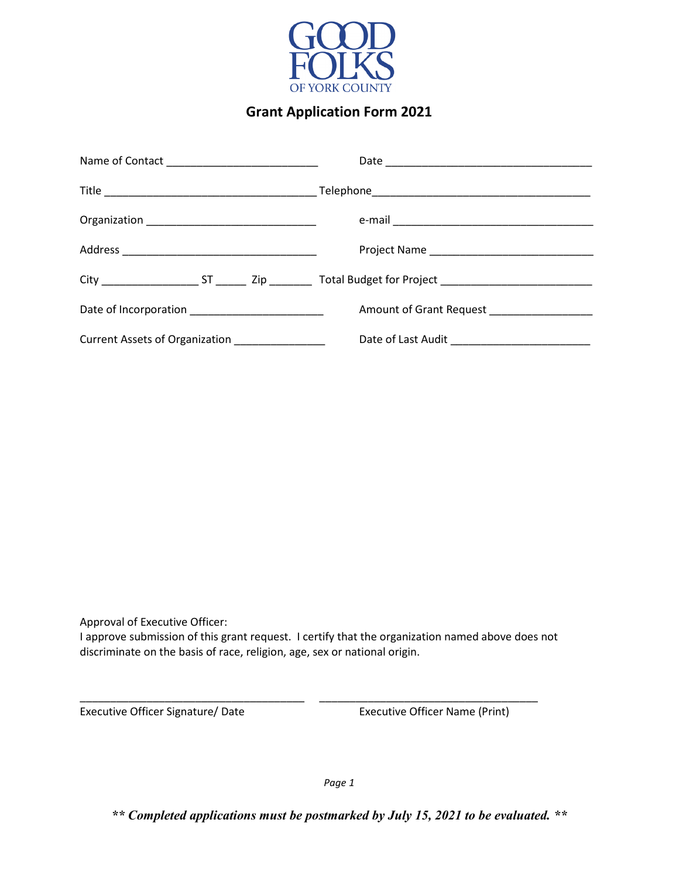GOOD FOLKS
OF YORK COUNTY

# Grant Application Form 2021

Name of Contact ________________________ Date ________________________________

Title _________________________________ Telephone_________________________________

Organization __________________________ e-mail _______________________________

Address ______________________________ Project Name _________________________

City _______________ ST _____ Zip _______ Total Budget for Project _______________________

Date of Incorporation _____________________ Amount of Grant Request ________________

Current Assets of Organization ______________ Date of Last Audit ______________________

Approval of Executive Officer:
I approve submission of this grant request. I certify that the organization named above does not discriminate on the basis of race, religion, age, sex or national origin.

___________________________________ ___________________________________

Executive Officer Signature/ Date Executive Officer Name (Print)

***\*\* Completed applications must be postmarked by July 15, 2021 to be evaluated. \*\****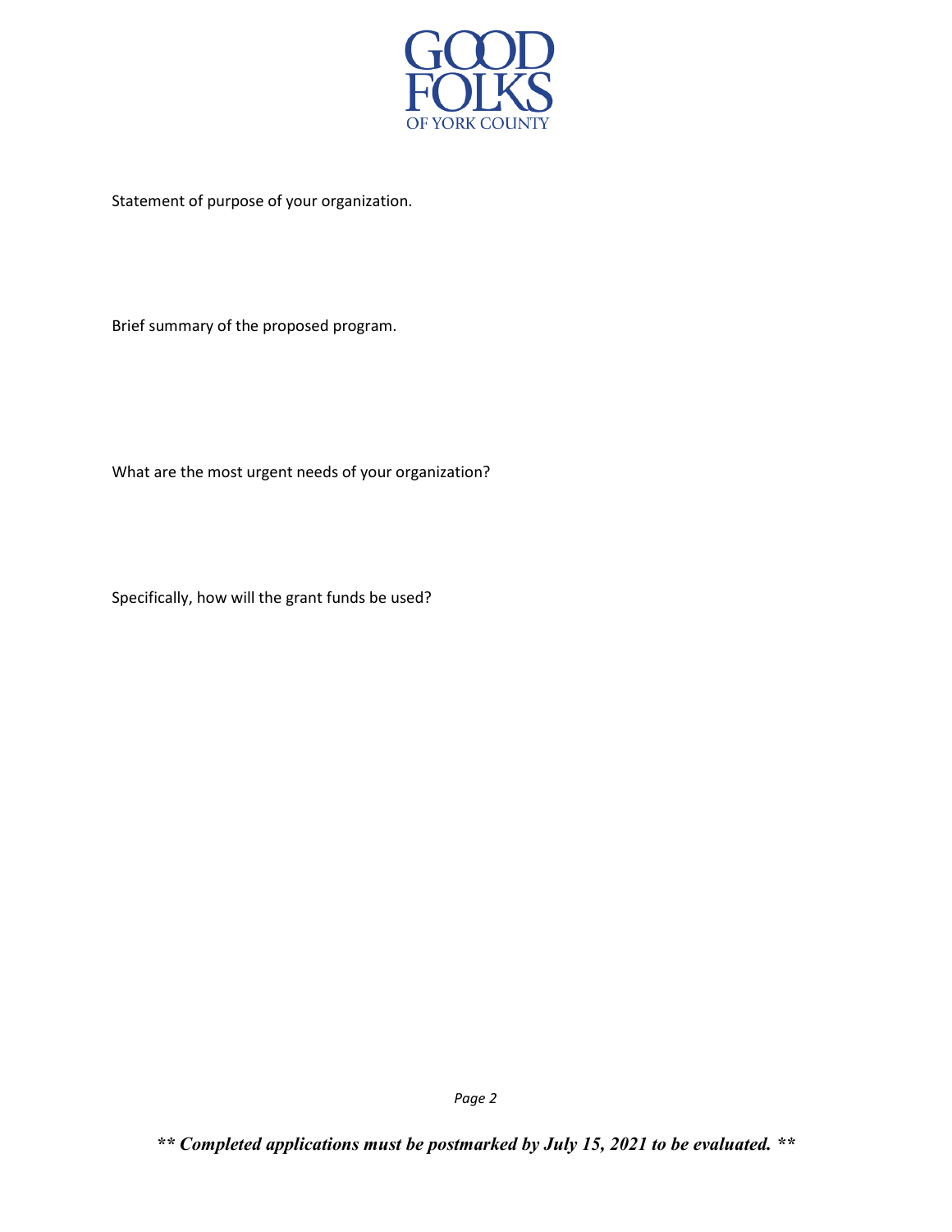GOOD FOLKS OF YORK COUNTY

Statement of purpose of your organization.

Brief summary of the proposed program.

What are the most urgent needs of your organization?

Specifically, how will the grant funds be used?

***\*\* Completed applications must be postmarked by July 15, 2021 to be evaluated. \*\****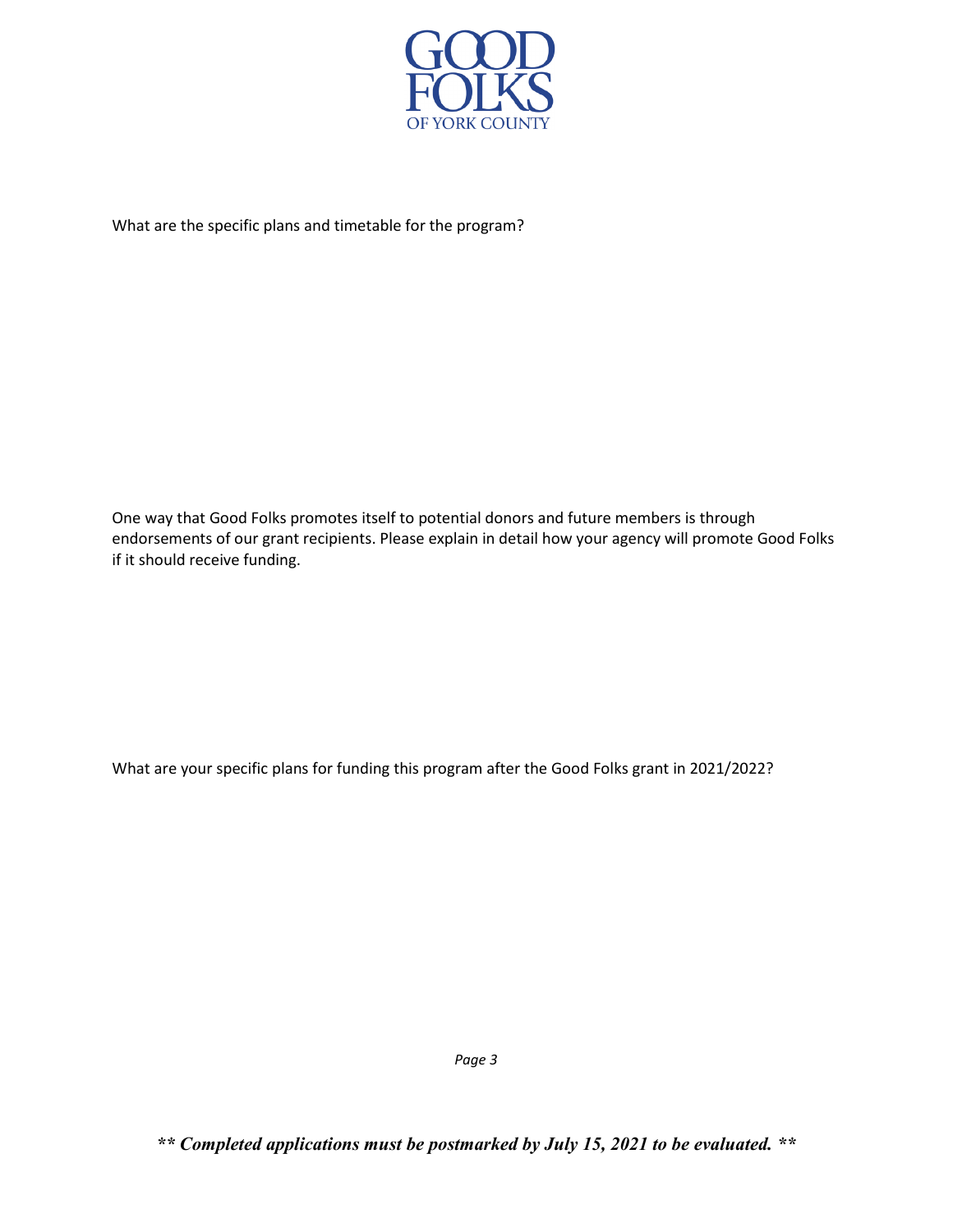What are the specific plans and timetable for the program?

One way that Good Folks promotes itself to potential donors and future members is through endorsements of our grant recipients. Please explain in detail how your agency will promote Good Folks if it should receive funding.

What are your specific plans for funding this program after the Good Folks grant in 2021/2022?

***\*\* Completed applications must be postmarked by July 15, 2021 to be evaluated. \*\****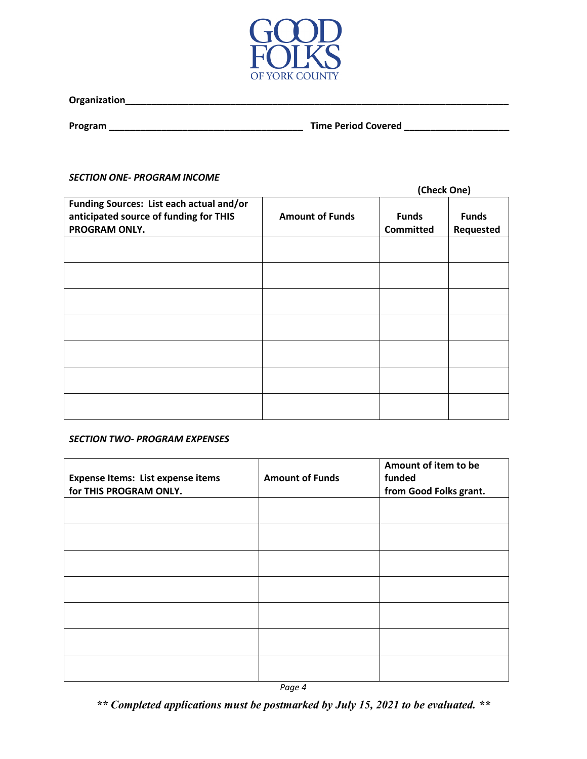GOOD FOLKS OF YORK COUNTY

**Organization**\_\_\_\_\_\_\_\_\_\_\_\_\_\_\_\_\_\_\_\_\_\_\_\_\_\_\_\_\_\_\_\_\_\_\_\_\_\_\_\_\_\_\_\_\_\_\_\_\_\_\_\_\_\_\_\_\_\_\_\_\_\_\_\_\_\_\_\_\_\_\_\_

**Program** \_\_\_\_\_\_\_\_\_\_\_\_\_\_\_\_\_\_\_\_\_\_\_\_\_\_\_\_\_\_\_\_\_\_\_\_\_ **Time Period Covered** \_\_\_\_\_\_\_\_\_\_\_\_\_\_\_\_\_\_\_\_

***SECTION ONE- PROGRAM INCOME***

| Funding Sources: List each actual and/or anticipated source of funding for THIS PROGRAM ONLY. | Amount of Funds | (Check One) Funds Committed | Funds Requested |
|---|---|---|---|
| | | | |
| | | | |
| | | | |
| | | | |
| | | | |
| | | | |
| | | | |

***SECTION TWO- PROGRAM EXPENSES***

| Expense Items: List expense items for THIS PROGRAM ONLY. | Amount of Funds | Amount of item to be funded from Good Folks grant. |
|---|---|---|
| | | |
| | | |
| | | |
| | | |
| | | |
| | | |
| | | |

***\*\* Completed applications must be postmarked by July 15, 2021 to be evaluated. \*\****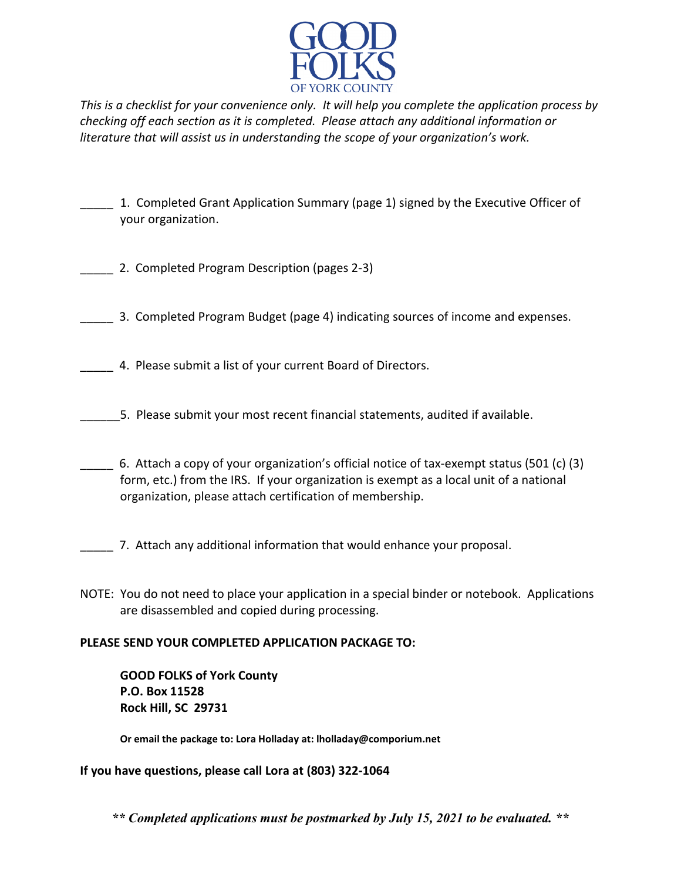GOOD FOLKS
OF YORK COUNTY

*This is a checklist for your convenience only. It will help you complete the application process by checking off each section as it is completed. Please attach any additional information or literature that will assist us in understanding the scope of your organization's work.*

_____ 1. Completed Grant Application Summary (page 1) signed by the Executive Officer of your organization.

_____ 2. Completed Program Description (pages 2-3)

_____ 3. Completed Program Budget (page 4) indicating sources of income and expenses.

_____ 4. Please submit a list of your current Board of Directors.

______5. Please submit your most recent financial statements, audited if available.

_____ 6. Attach a copy of your organization's official notice of tax-exempt status (501 (c) (3) form, etc.) from the IRS. If your organization is exempt as a local unit of a national organization, please attach certification of membership.

_____ 7. Attach any additional information that would enhance your proposal.

NOTE: You do not need to place your application in a special binder or notebook. Applications are disassembled and copied during processing.

**PLEASE SEND YOUR COMPLETED APPLICATION PACKAGE TO:**

**GOOD FOLKS of York County**
**P.O. Box 11528**
**Rock Hill, SC 29731**

**Or email the package to: Lora Holladay at: lholladay@comporium.net**

**If you have questions, please call Lora at (803) 322-1064**

***\*\* Completed applications must be postmarked by July 15, 2021 to be evaluated. \*\****